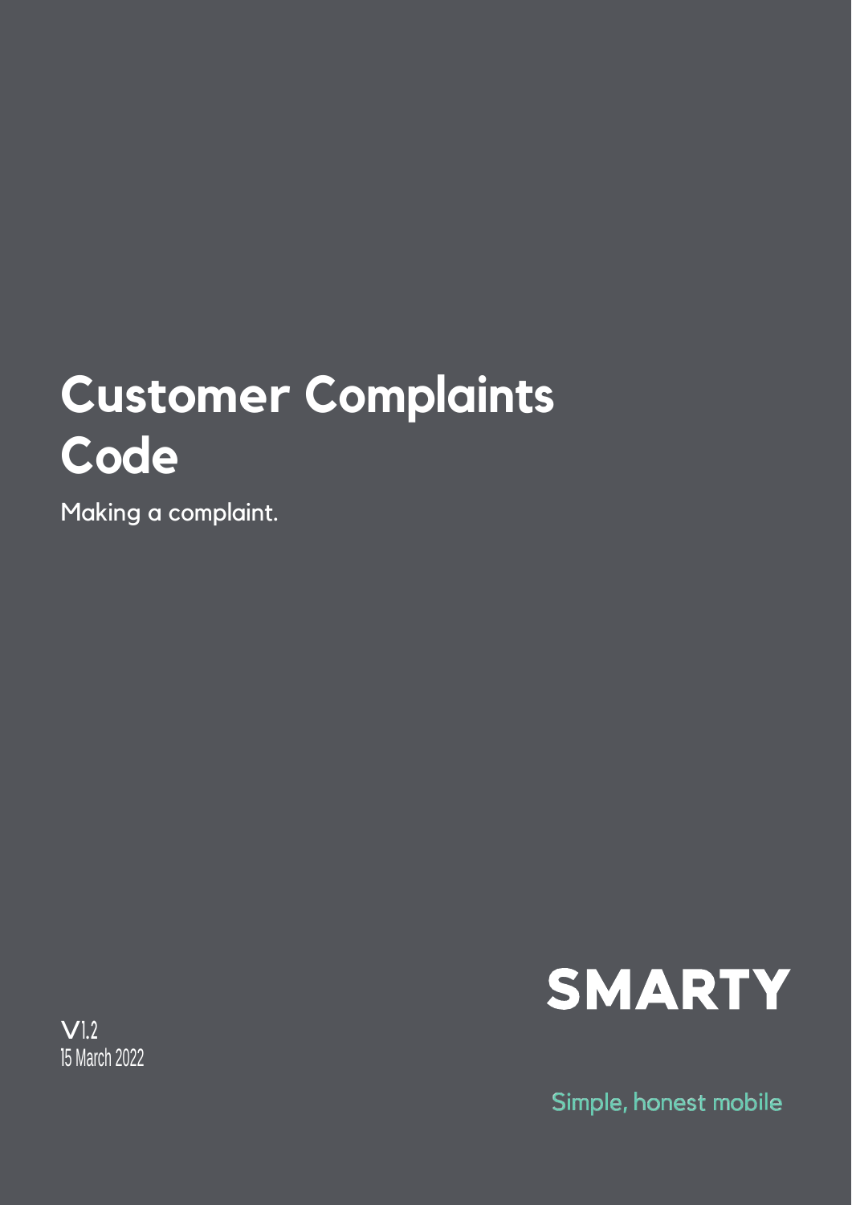# Customer Complaints Code

Making a complaint.

V1.2
15 March 2022

SMARTY

Simple, honest mobile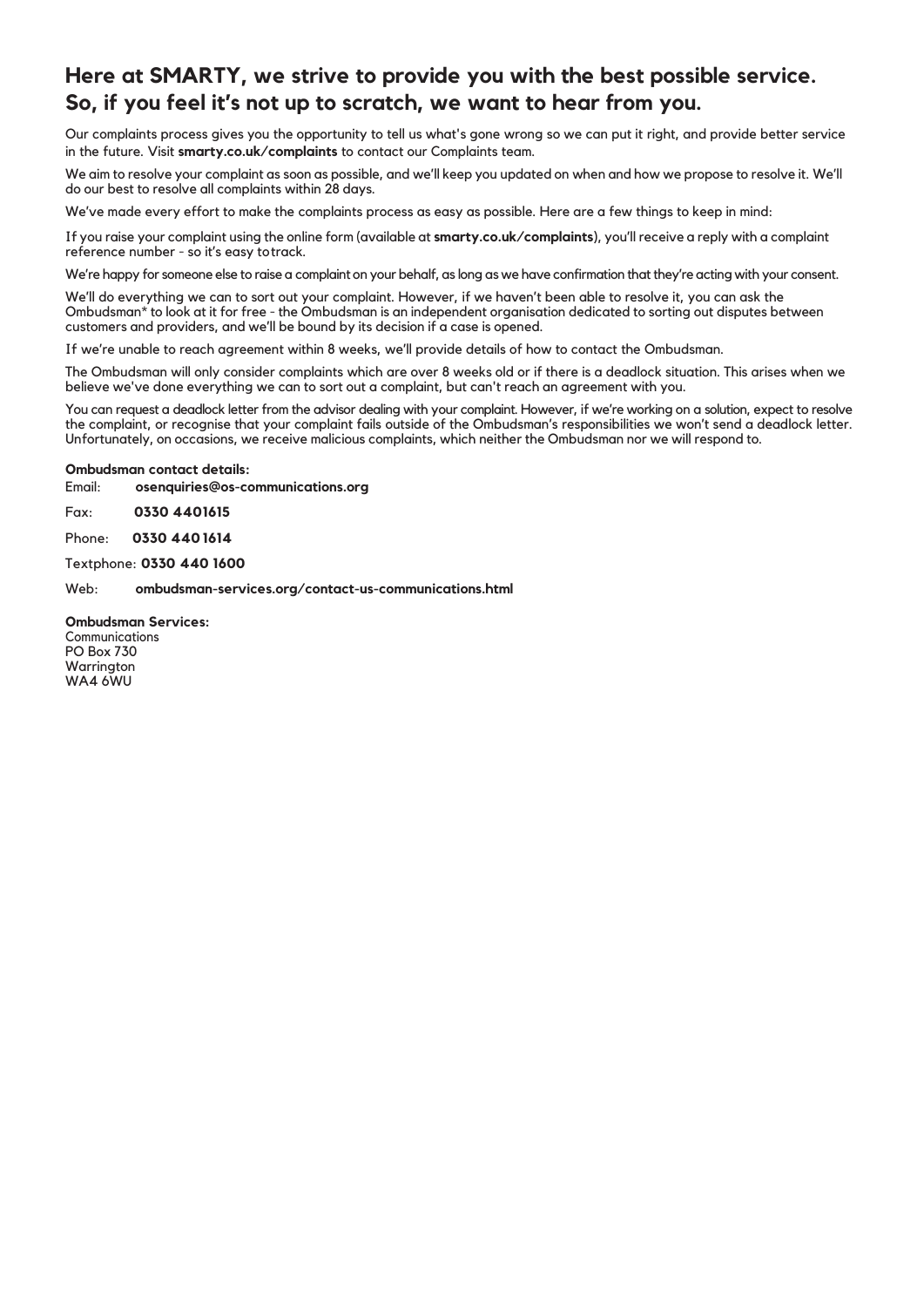## Here at SMARTY, we strive to provide you with the best possible service. So, if you feel it's not up to scratch, we want to hear from you.

Our complaints process gives you the opportunity to tell us what's gone wrong so we can put it right, and provide better service in the future. Visit **smarty.co.uk/complaints** to contact our Complaints team.

We aim to resolve your complaint as soon as possible, and we'll keep you updated on when and how we propose to resolve it. We'll do our best to resolve all complaints within 28 days.

We've made every effort to make the complaints process as easy as possible. Here are a few things to keep in mind:

If you raise your complaint using the online form (available at **smarty.co.uk/complaints**), you'll receive a reply with a complaint reference number - so it's easy to track.

We're happy for someone else to raise a complaint on your behalf, as long as we have confirmation that they're acting with your consent.

We'll do everything we can to sort out your complaint. However, if we haven't been able to resolve it, you can ask the Ombudsman* to look at it for free - the Ombudsman is an independent organisation dedicated to sorting out disputes between customers and providers, and we'll be bound by its decision if a case is opened.

If we're unable to reach agreement within 8 weeks, we'll provide details of how to contact the Ombudsman.

The Ombudsman will only consider complaints which are over 8 weeks old or if there is a deadlock situation. This arises when we believe we've done everything we can to sort out a complaint, but can't reach an agreement with you.

You can request a deadlock letter from the advisor dealing with your complaint. However, if we're working on a solution, expect to resolve the complaint, or recognise that your complaint fails outside of the Ombudsman's responsibilities we won't send a deadlock letter. Unfortunately, on occasions, we receive malicious complaints, which neither the Ombudsman nor we will respond to.

**Ombudsman contact details:**

Email: **osenquiries@os-communications.org**

Fax: **0330 4401615**

Phone: **0330 440 1614**

Textphone: **0330 440 1600**

Web: **ombudsman-services.org/contact-us-communications.html**

**Ombudsman Services:**
Communications
PO Box 730
Warrington
WA4 6WU